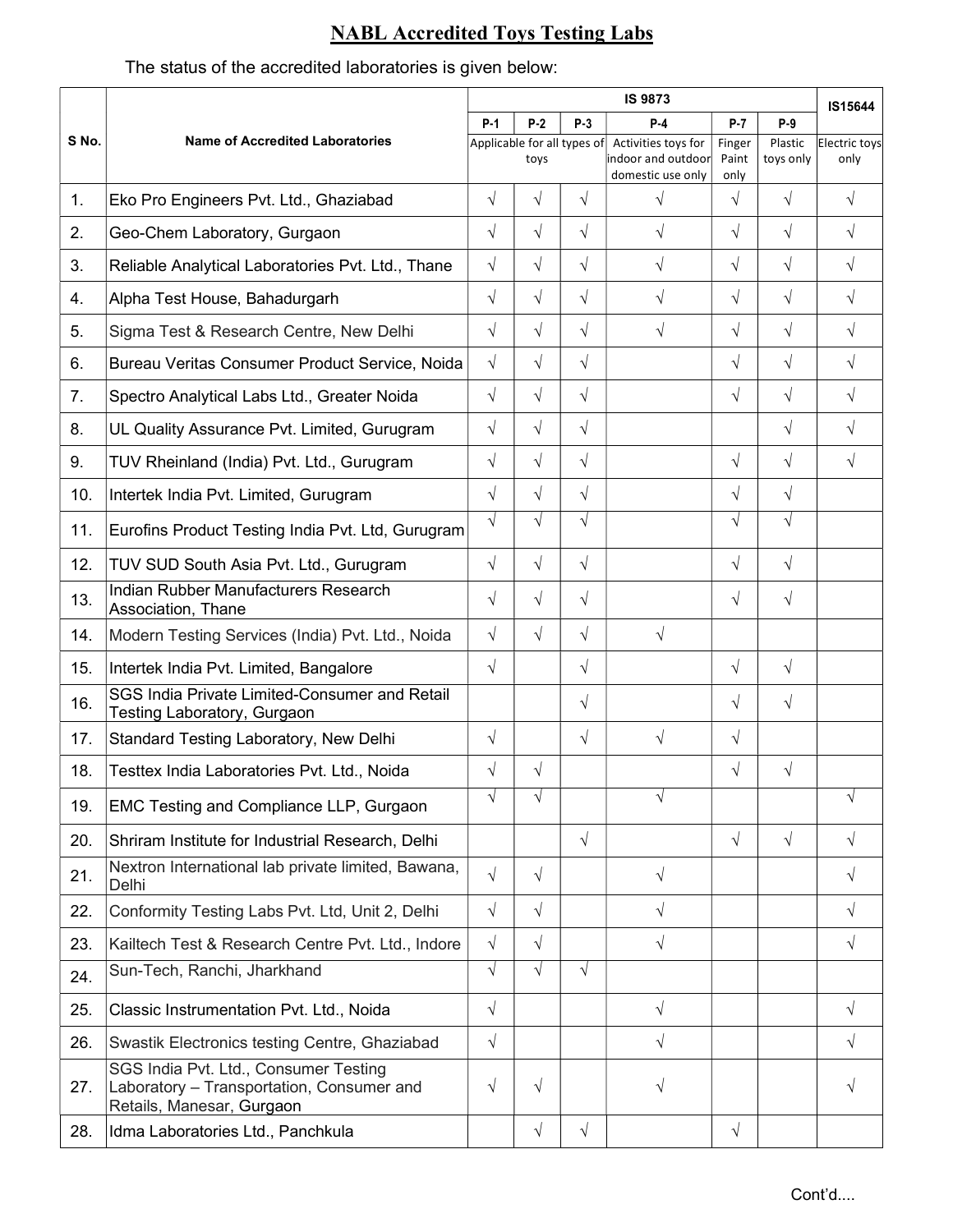# NABL Accredited Toys Testing Labs

The status of the accredited laboratories is given below:

| S No. | Name of Accredited Laboratories | IS 9873 | | | | | | IS15644 |
|---|---|---|---|---|---|---|---|---|
| | | P-1 | P-2 | P-3 | P-4 | P-7 | P-9 | |
| | | Applicable for all types of toys | | | Activities toys for indoor and outdoor domestic use only | Finger Paint only | Plastic toys only | Electric toys only |
| 1. | Eko Pro Engineers Pvt. Ltd., Ghaziabad | √ | √ | √ | √ | √ | √ | √ |
| 2. | Geo-Chem Laboratory, Gurgaon | √ | √ | √ | √ | √ | √ | √ |
| 3. | Reliable Analytical Laboratories Pvt. Ltd., Thane | √ | √ | √ | √ | √ | √ | √ |
| 4. | Alpha Test House, Bahadurgarh | √ | √ | √ | √ | √ | √ | √ |
| 5. | Sigma Test & Research Centre, New Delhi | √ | √ | √ | √ | √ | √ | √ |
| 6. | Bureau Veritas Consumer Product Service, Noida | √ | √ | √ | | √ | √ | √ |
| 7. | Spectro Analytical Labs Ltd., Greater Noida | √ | √ | √ | | √ | √ | √ |
| 8. | UL Quality Assurance Pvt. Limited, Gurugram | √ | √ | √ | | | √ | √ |
| 9. | TUV Rheinland (India) Pvt. Ltd., Gurugram | √ | √ | √ | | √ | √ | √ |
| 10. | Intertek India Pvt. Limited, Gurugram | √ | √ | √ | | √ | √ | |
| 11. | Eurofins Product Testing India Pvt. Ltd, Gurugram | √ | √ | √ | | √ | √ | |
| 12. | TUV SUD South Asia Pvt. Ltd., Gurugram | √ | √ | √ | | √ | √ | |
| 13. | Indian Rubber Manufacturers Research Association, Thane | √ | √ | √ | | √ | √ | |
| 14. | Modern Testing Services (India) Pvt. Ltd., Noida | √ | √ | √ | √ | | | |
| 15. | Intertek India Pvt. Limited, Bangalore | √ | | √ | | √ | √ | |
| 16. | SGS India Private Limited-Consumer and Retail Testing Laboratory, Gurgaon | | | √ | | √ | √ | |
| 17. | Standard Testing Laboratory, New Delhi | √ | | √ | √ | √ | | |
| 18. | Testtex India Laboratories Pvt. Ltd., Noida | √ | √ | | | √ | √ | |
| 19. | EMC Testing and Compliance LLP, Gurgaon | √ | √ | | √ | | | √ |
| 20. | Shriram Institute for Industrial Research, Delhi | | | √ | | √ | √ | √ |
| 21. | Nextron International lab private limited, Bawana, Delhi | √ | √ | | √ | | | √ |
| 22. | Conformity Testing Labs Pvt. Ltd, Unit 2, Delhi | √ | √ | | √ | | | √ |
| 23. | Kailtech Test & Research Centre Pvt. Ltd., Indore | √ | √ | | √ | | | √ |
| 24. | Sun-Tech, Ranchi, Jharkhand | √ | √ | √ | | | | |
| 25. | Classic Instrumentation Pvt. Ltd., Noida | √ | | | √ | | | √ |
| 26. | Swastik Electronics testing Centre, Ghaziabad | √ | | | √ | | | √ |
| 27. | SGS India Pvt. Ltd., Consumer Testing Laboratory – Transportation, Consumer and Retails, Manesar, Gurgaon | √ | √ | | √ | | | √ |
| 28. | Idma Laboratories Ltd., Panchkula | | √ | √ | | √ | | |

Cont'd....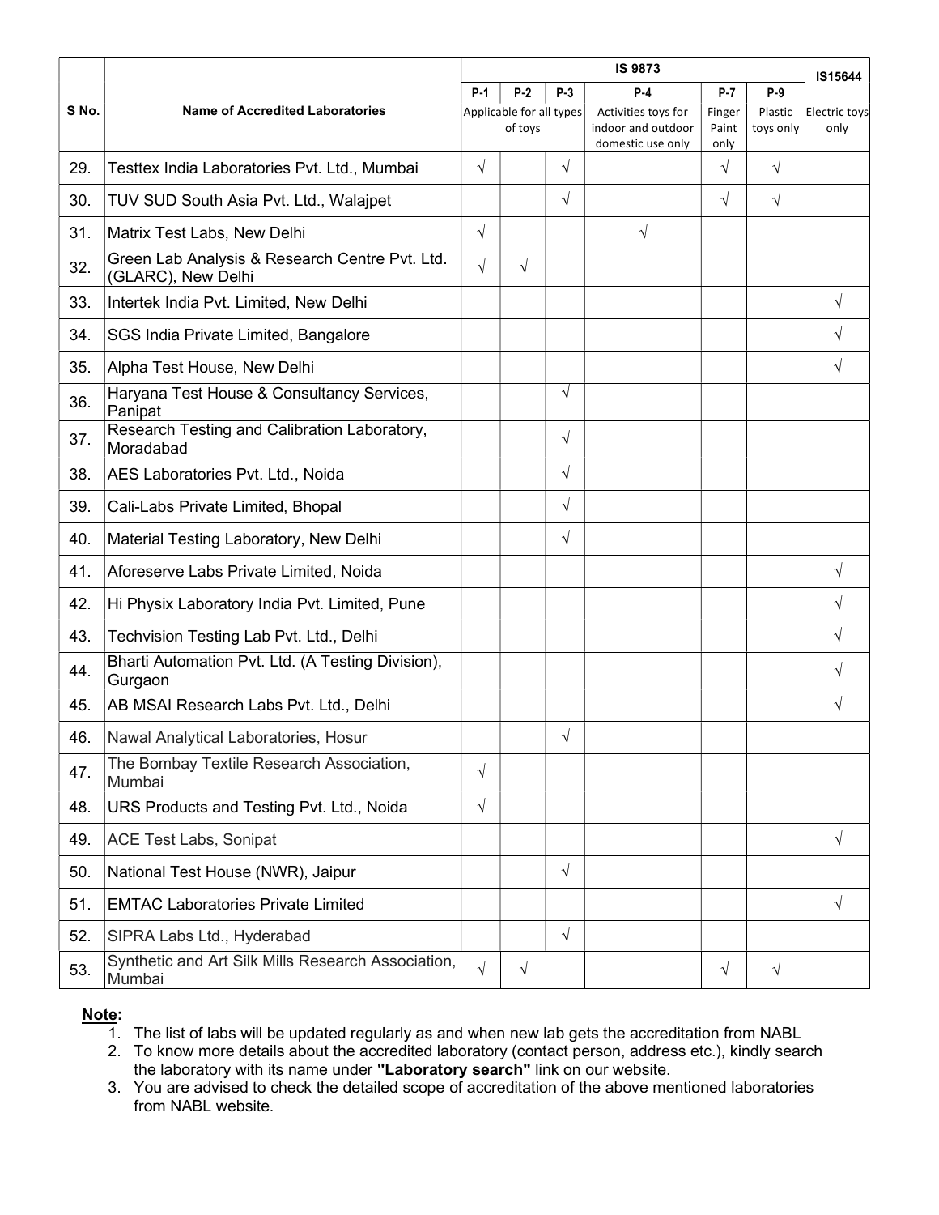| S No. | Name of Accredited Laboratories | IS 9873 | | | | | | IS15644 |
|---|---|---|---|---|---|---|---|---|
| | | P-1 | P-2 | P-3 | P-4 | P-7 | P-9 | |
| | | Applicable for all types of toys | | | Activities toys for indoor and outdoor domestic use only | Finger Paint only | Plastic toys only | Electric toys only |
| 29. | Testtex India Laboratories Pvt. Ltd., Mumbai | √ | | √ | | √ | √ | |
| 30. | TUV SUD South Asia Pvt. Ltd., Walajpet | | | √ | | √ | √ | |
| 31. | Matrix Test Labs, New Delhi | √ | | | √ | | | |
| 32. | Green Lab Analysis & Research Centre Pvt. Ltd. (GLARC), New Delhi | √ | √ | | | | | |
| 33. | Intertek India Pvt. Limited, New Delhi | | | | | | | √ |
| 34. | SGS India Private Limited, Bangalore | | | | | | | √ |
| 35. | Alpha Test House, New Delhi | | | | | | | √ |
| 36. | Haryana Test House & Consultancy Services, Panipat | | | √ | | | | |
| 37. | Research Testing and Calibration Laboratory, Moradabad | | | √ | | | | |
| 38. | AES Laboratories Pvt. Ltd., Noida | | | √ | | | | |
| 39. | Cali-Labs Private Limited, Bhopal | | | √ | | | | |
| 40. | Material Testing Laboratory, New Delhi | | | √ | | | | |
| 41. | Aforeserve Labs Private Limited, Noida | | | | | | | √ |
| 42. | Hi Physix Laboratory India Pvt. Limited, Pune | | | | | | | √ |
| 43. | Techvision Testing Lab Pvt. Ltd., Delhi | | | | | | | √ |
| 44. | Bharti Automation Pvt. Ltd. (A Testing Division), Gurgaon | | | | | | | √ |
| 45. | AB MSAI Research Labs Pvt. Ltd., Delhi | | | | | | | √ |
| 46. | Nawal Analytical Laboratories, Hosur | | | √ | | | | |
| 47. | The Bombay Textile Research Association, Mumbai | √ | | | | | | |
| 48. | URS Products and Testing Pvt. Ltd., Noida | √ | | | | | | |
| 49. | ACE Test Labs, Sonipat | | | | | | | √ |
| 50. | National Test House (NWR), Jaipur | | | √ | | | | |
| 51. | EMTAC Laboratories Private Limited | | | | | | | √ |
| 52. | SIPRA Labs Ltd., Hyderabad | | | √ | | | | |
| 53. | Synthetic and Art Silk Mills Research Association, Mumbai | √ | √ | | | √ | √ | |

**Note:**

1. The list of labs will be updated regularly as and when new lab gets the accreditation from NABL
2. To know more details about the accredited laboratory (contact person, address etc.), kindly search the laboratory with its name under **"Laboratory search"** link on our website.
3. You are advised to check the detailed scope of accreditation of the above mentioned laboratories from NABL website.